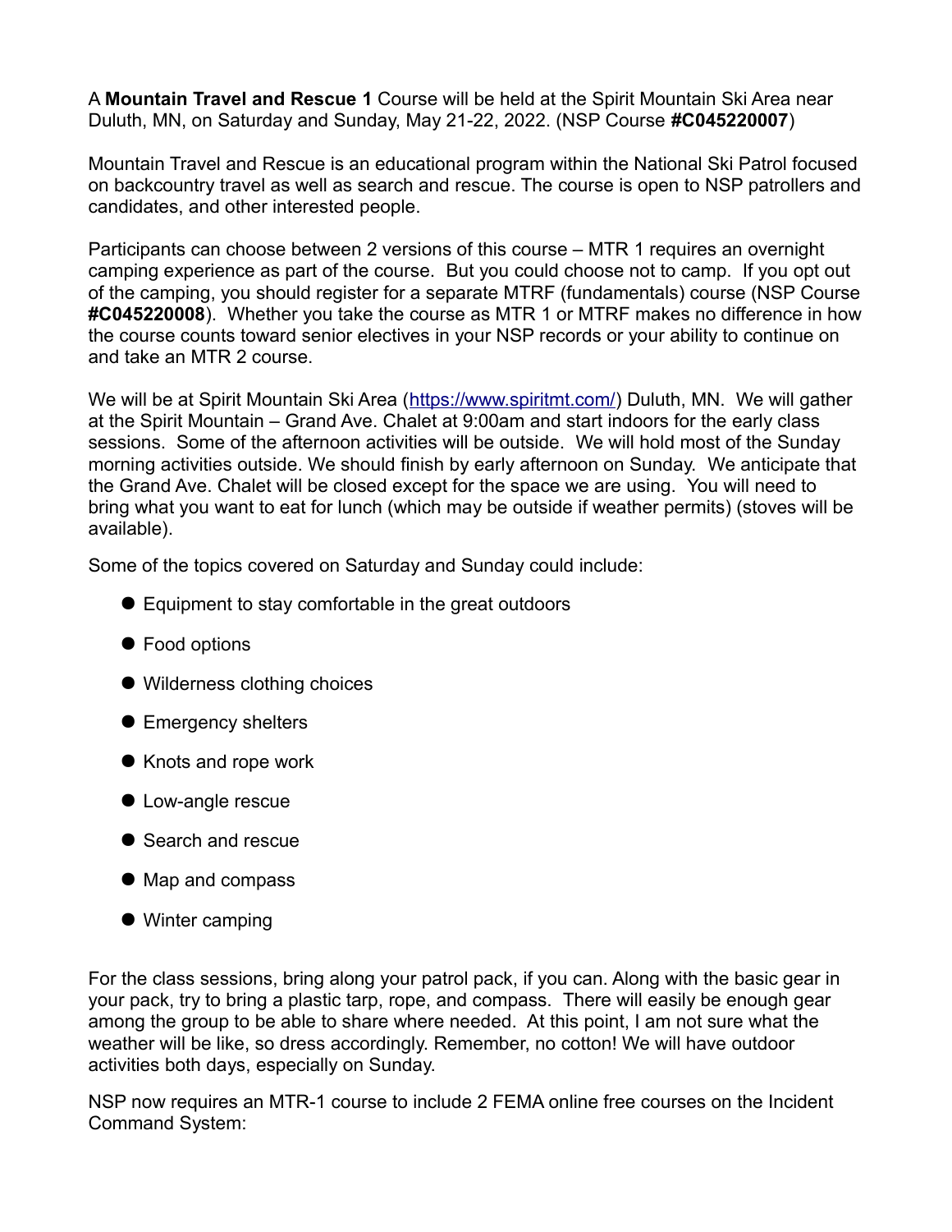A **Mountain Travel and Rescue 1** Course will be held at the Spirit Mountain Ski Area near Duluth, MN, on Saturday and Sunday, May 21-22, 2022. (NSP Course **#C045220007**)

Mountain Travel and Rescue is an educational program within the National Ski Patrol focused on backcountry travel as well as search and rescue. The course is open to NSP patrollers and candidates, and other interested people.

Participants can choose between 2 versions of this course – MTR 1 requires an overnight camping experience as part of the course. But you could choose not to camp. If you opt out of the camping, you should register for a separate MTRF (fundamentals) course (NSP Course **#C045220008**). Whether you take the course as MTR 1 or MTRF makes no difference in how the course counts toward senior electives in your NSP records or your ability to continue on and take an MTR 2 course.

We will be at Spirit Mountain Ski Area ([https://www.spiritmt.com/](https://www.spiritmt.com/)) Duluth, MN. We will gather at the Spirit Mountain – Grand Ave. Chalet at 9:00am and start indoors for the early class sessions. Some of the afternoon activities will be outside. We will hold most of the Sunday morning activities outside. We should finish by early afternoon on Sunday. We anticipate that the Grand Ave. Chalet will be closed except for the space we are using. You will need to bring what you want to eat for lunch (which may be outside if weather permits) (stoves will be available).

Some of the topics covered on Saturday and Sunday could include:

- Equipment to stay comfortable in the great outdoors
- Food options
- Wilderness clothing choices
- Emergency shelters
- Knots and rope work
- Low-angle rescue
- Search and rescue
- Map and compass
- Winter camping

For the class sessions, bring along your patrol pack, if you can. Along with the basic gear in your pack, try to bring a plastic tarp, rope, and compass. There will easily be enough gear among the group to be able to share where needed. At this point, I am not sure what the weather will be like, so dress accordingly. Remember, no cotton! We will have outdoor activities both days, especially on Sunday.

NSP now requires an MTR-1 course to include 2 FEMA online free courses on the Incident Command System: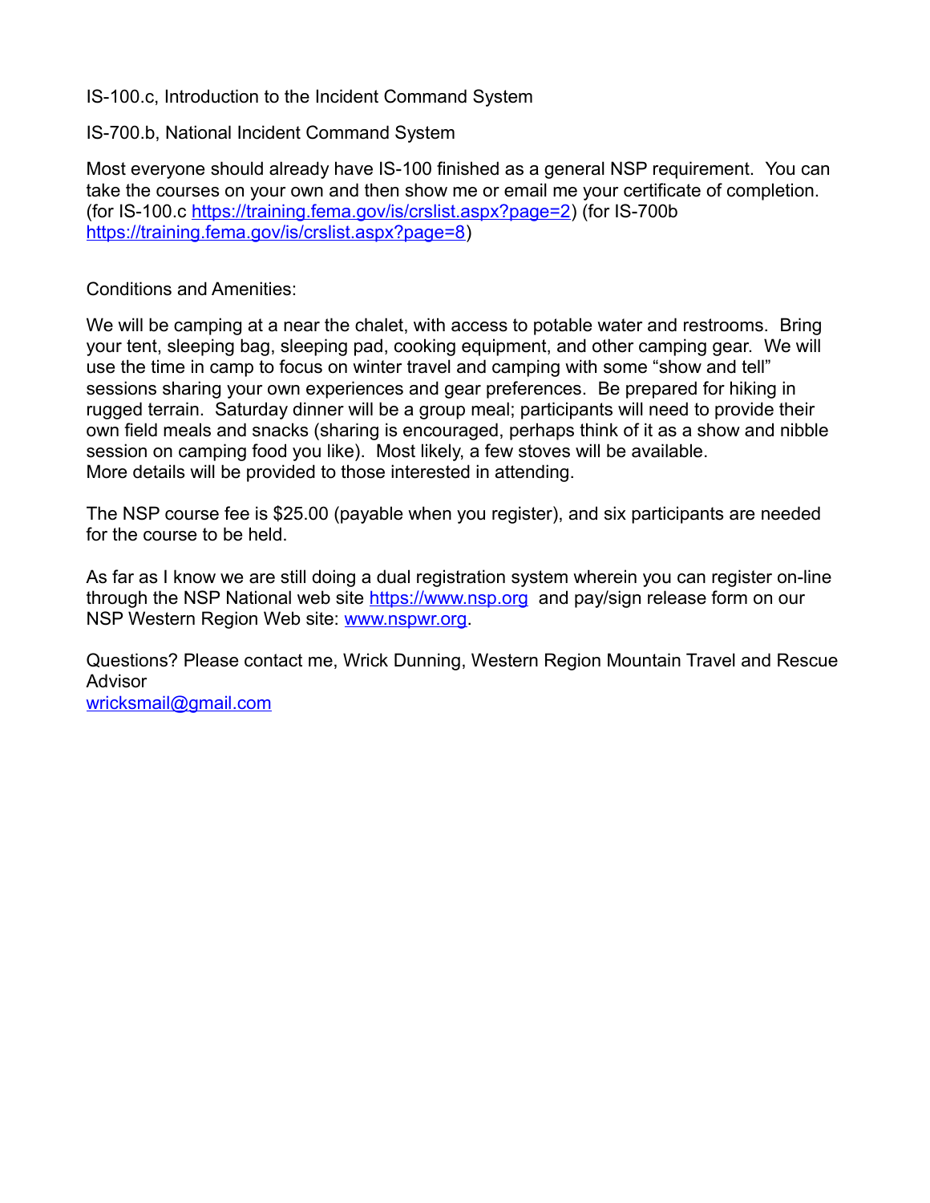IS-100.c, Introduction to the Incident Command System

IS-700.b, National Incident Command System

Most everyone should already have IS-100 finished as a general NSP requirement. You can take the courses on your own and then show me or email me your certificate of completion. (for IS-100.c https://training.fema.gov/is/crslist.aspx?page=2) (for IS-700b https://training.fema.gov/is/crslist.aspx?page=8)

Conditions and Amenities:

We will be camping at a near the chalet, with access to potable water and restrooms. Bring your tent, sleeping bag, sleeping pad, cooking equipment, and other camping gear. We will use the time in camp to focus on winter travel and camping with some "show and tell" sessions sharing your own experiences and gear preferences. Be prepared for hiking in rugged terrain. Saturday dinner will be a group meal; participants will need to provide their own field meals and snacks (sharing is encouraged, perhaps think of it as a show and nibble session on camping food you like). Most likely, a few stoves will be available.
More details will be provided to those interested in attending.

The NSP course fee is $25.00 (payable when you register), and six participants are needed for the course to be held.

As far as I know we are still doing a dual registration system wherein you can register on-line through the NSP National web site https://www.nsp.org and pay/sign release form on our NSP Western Region Web site: www.nspwr.org.

Questions? Please contact me, Wrick Dunning, Western Region Mountain Travel and Rescue Advisor
wricksmail@gmail.com